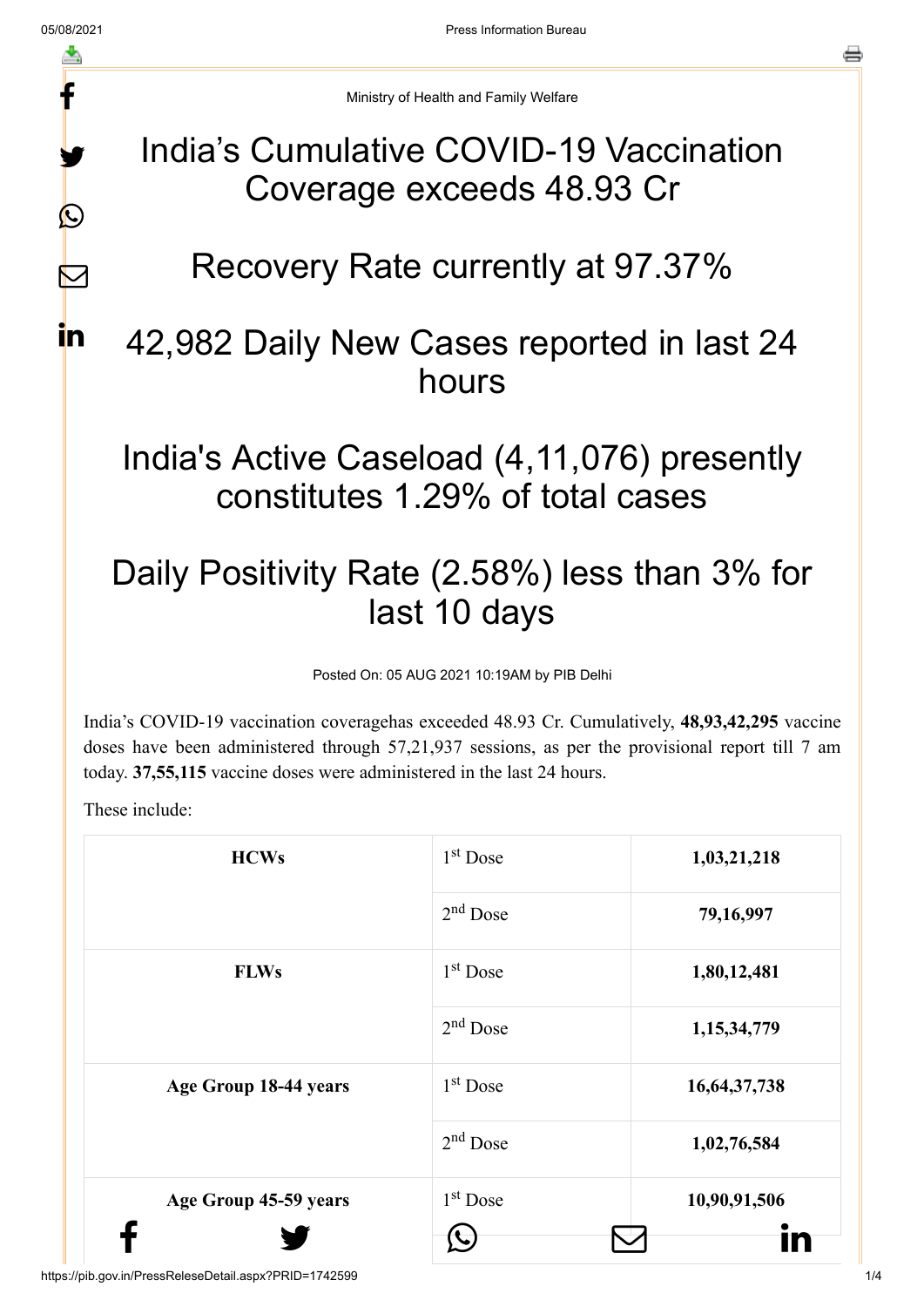Ministry of Health and Family Welfare

# India's Cumulative COVID-19 Vaccination Coverage exceeds 48.93 Cr

# Recovery Rate currently at 97.37%

# 42,982 Daily New Cases reported in last 24 hours

# India's Active Caseload (4,11,076) presently constitutes 1.29% of total cases

# Daily Positivity Rate (2.58%) less than 3% for last 10 days

Posted On: 05 AUG 2021 10:19AM by PIB Delhi

India's COVID-19 vaccination coveragehas exceeded 48.93 Cr. Cumulatively, **48,93,42,295** vaccine doses have been administered through 57,21,937 sessions, as per the provisional report till 7 am today. **37,55,115** vaccine doses were administered in the last 24 hours.

These include:

| | | |
|---|---|---|
| **HCWs** | 1st Dose | **1,03,21,218** |
| | 2nd Dose | **79,16,997** |
| **FLWs** | 1st Dose | **1,80,12,481** |
| | 2nd Dose | **1,15,34,779** |
| **Age Group 18-44 years** | 1st Dose | **16,64,37,738** |
| | 2nd Dose | **1,02,76,584** |
| **Age Group 45-59 years** | 1st Dose | **10,90,91,506** |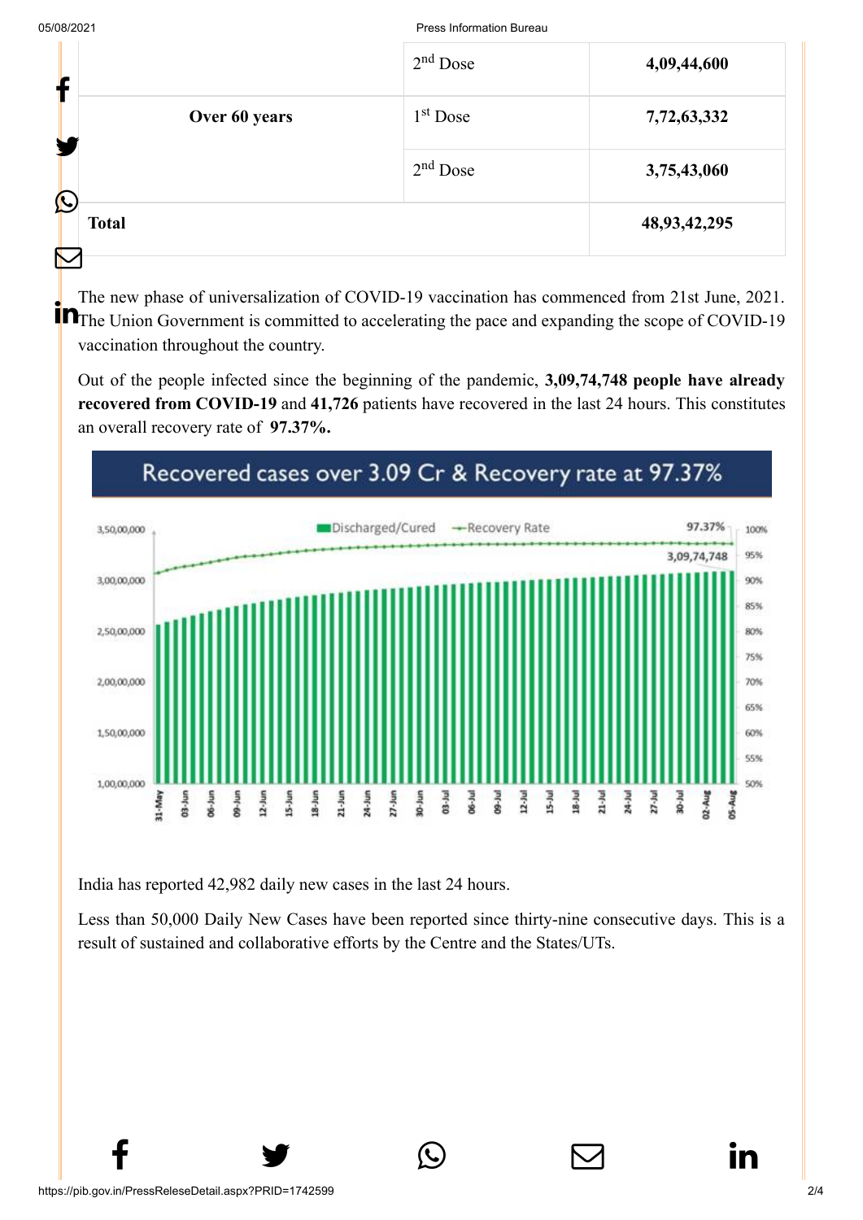|  | 2nd Dose | **4,09,44,600** |
|---|---|---|
| **Over 60 years** | 1st Dose | **7,72,63,332** |
|  | 2nd Dose | **3,75,43,060** |
| **Total** |  | **48,93,42,295** |

The new phase of universalization of COVID-19 vaccination has commenced from 21st June, 2021. The Union Government is committed to accelerating the pace and expanding the scope of COVID-19 vaccination throughout the country.

Out of the people infected since the beginning of the pandemic, **3,09,74,748 people have already recovered from COVID-19** and **41,726** patients have recovered in the last 24 hours. This constitutes an overall recovery rate of **97.37%.**

Recovered cases over 3.09 Cr & Recovery rate at 97.37%

India has reported 42,982 daily new cases in the last 24 hours.

Less than 50,000 Daily New Cases have been reported since thirty-nine consecutive days. This is a result of sustained and collaborative efforts by the Centre and the States/UTs.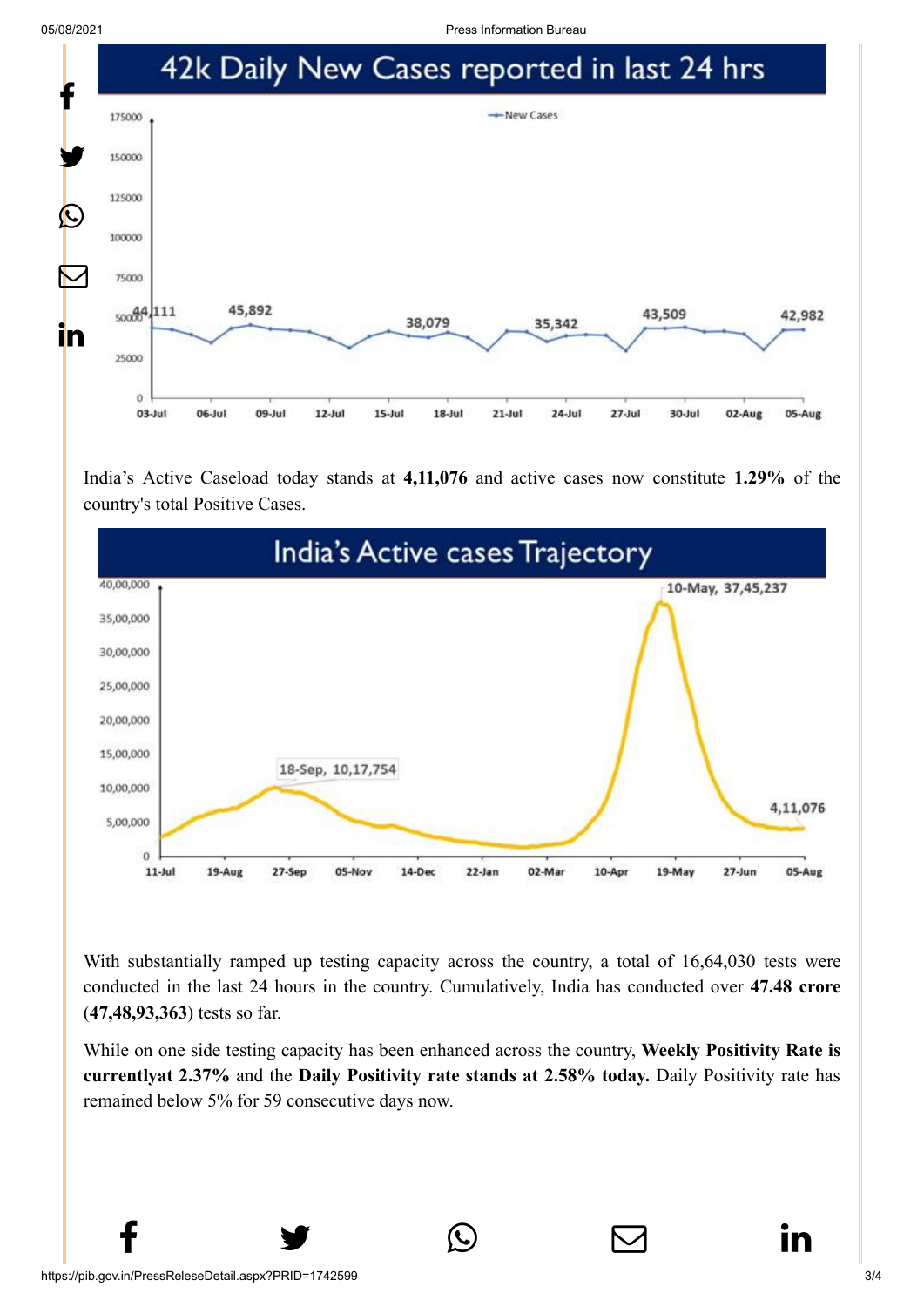# 42k Daily New Cases reported in last 24 hrs

India's Active Caseload today stands at **4,11,076** and active cases now constitute **1.29%** of the country's total Positive Cases.

# India's Active cases Trajectory

With substantially ramped up testing capacity across the country, a total of 16,64,030 tests were conducted in the last 24 hours in the country. Cumulatively, India has conducted over **47.48 crore** (**47,48,93,363**) tests so far.

While on one side testing capacity has been enhanced across the country, **Weekly Positivity Rate is currentlyat 2.37%** and the **Daily Positivity rate stands at 2.58% today.** Daily Positivity rate has remained below 5% for 59 consecutive days now.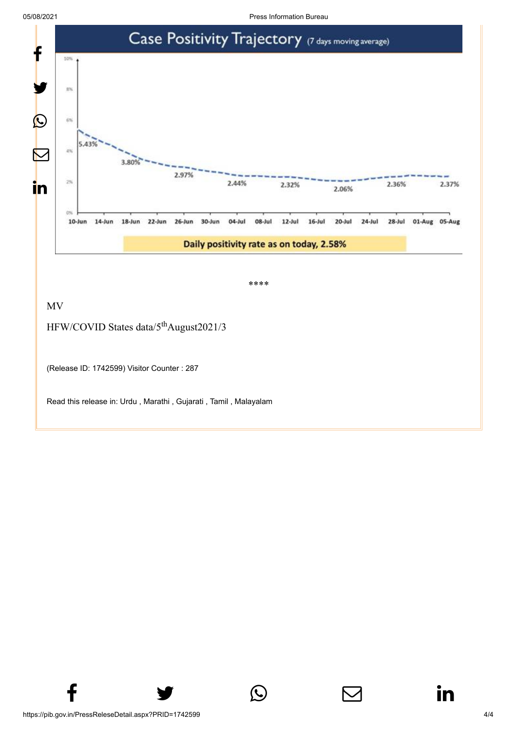Case Positivity Trajectory (7 days moving average)

10%
8%
6%
4%
2%
0%

5.43%
3.80%
2.97%
2.44%
2.32%
2.06%
2.36%
2.37%

10-Jun 14-Jun 18-Jun 22-Jun 26-Jun 30-Jun 04-Jul 08-Jul 12-Jul 16-Jul 20-Jul 24-Jul 28-Jul 01-Aug 05-Aug

Daily positivity rate as on today, 2.58%

****

MV

HFW/COVID States data/5th August2021/3

(Release ID: 1742599) Visitor Counter : 287

Read this release in: Urdu , Marathi , Gujarati , Tamil , Malayalam